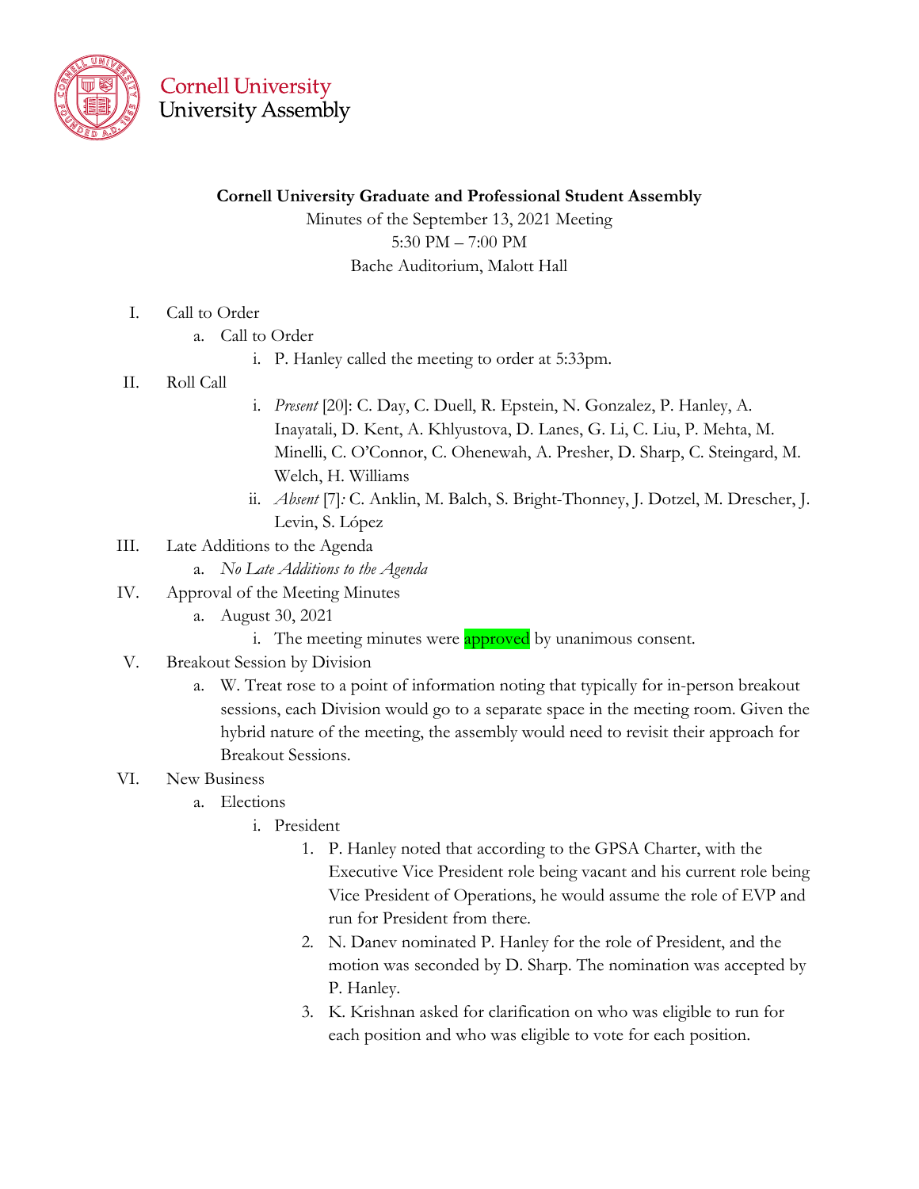Cornell University
University Assembly

**Cornell University Graduate and Professional Student Assembly**

Minutes of the September 13, 2021 Meeting
5:30 PM – 7:00 PM
Bache Auditorium, Malott Hall

I. Call to Order
   a. Call to Order
      i. P. Hanley called the meeting to order at 5:33pm.

II. Roll Call
      i. *Present* [20]: C. Day, C. Duell, R. Epstein, N. Gonzalez, P. Hanley, A. Inayatali, D. Kent, A. Khlyustova, D. Lanes, G. Li, C. Liu, P. Mehta, M. Minelli, C. O'Connor, C. Ohenewah, A. Presher, D. Sharp, C. Steingard, M. Welch, H. Williams
      ii. *Absent* [7]*:* C. Anklin, M. Balch, S. Bright-Thonney, J. Dotzel, M. Drescher, J. Levin, S. López

III. Late Additions to the Agenda
   a. *No Late Additions to the Agenda*

IV. Approval of the Meeting Minutes
   a. August 30, 2021
      i. The meeting minutes were approved by unanimous consent.

V. Breakout Session by Division
   a. W. Treat rose to a point of information noting that typically for in-person breakout sessions, each Division would go to a separate space in the meeting room. Given the hybrid nature of the meeting, the assembly would need to revisit their approach for Breakout Sessions.

VI. New Business
   a. Elections
      i. President
         1. P. Hanley noted that according to the GPSA Charter, with the Executive Vice President role being vacant and his current role being Vice President of Operations, he would assume the role of EVP and run for President from there.
         2. N. Danev nominated P. Hanley for the role of President, and the motion was seconded by D. Sharp. The nomination was accepted by P. Hanley.
         3. K. Krishnan asked for clarification on who was eligible to run for each position and who was eligible to vote for each position.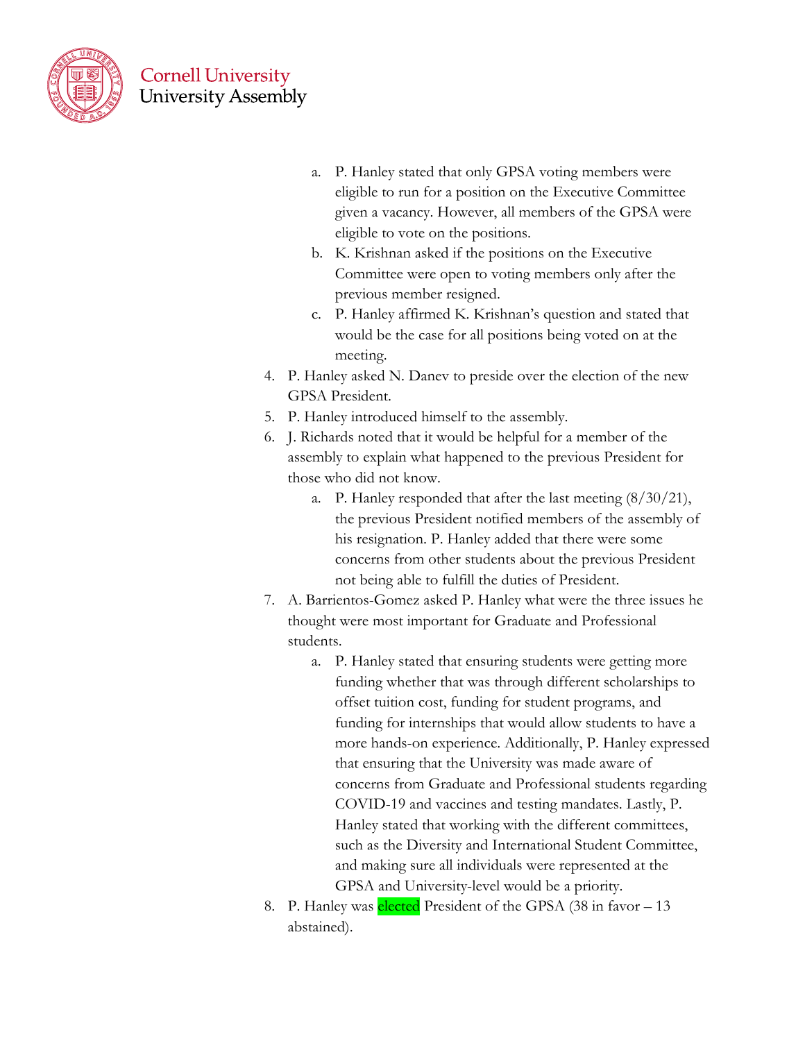a. P. Hanley stated that only GPSA voting members were eligible to run for a position on the Executive Committee given a vacancy. However, all members of the GPSA were eligible to vote on the positions.
   b. K. Krishnan asked if the positions on the Executive Committee were open to voting members only after the previous member resigned.
   c. P. Hanley affirmed K. Krishnan's question and stated that would be the case for all positions being voted on at the meeting.
4. P. Hanley asked N. Danev to preside over the election of the new GPSA President.
5. P. Hanley introduced himself to the assembly.
6. J. Richards noted that it would be helpful for a member of the assembly to explain what happened to the previous President for those who did not know.
   a. P. Hanley responded that after the last meeting (8/30/21), the previous President notified members of the assembly of his resignation. P. Hanley added that there were some concerns from other students about the previous President not being able to fulfill the duties of President.
7. A. Barrientos-Gomez asked P. Hanley what were the three issues he thought were most important for Graduate and Professional students.
   a. P. Hanley stated that ensuring students were getting more funding whether that was through different scholarships to offset tuition cost, funding for student programs, and funding for internships that would allow students to have a more hands-on experience. Additionally, P. Hanley expressed that ensuring that the University was made aware of concerns from Graduate and Professional students regarding COVID-19 and vaccines and testing mandates. Lastly, P. Hanley stated that working with the different committees, such as the Diversity and International Student Committee, and making sure all individuals were represented at the GPSA and University-level would be a priority.
8. P. Hanley was elected President of the GPSA (38 in favor – 13 abstained).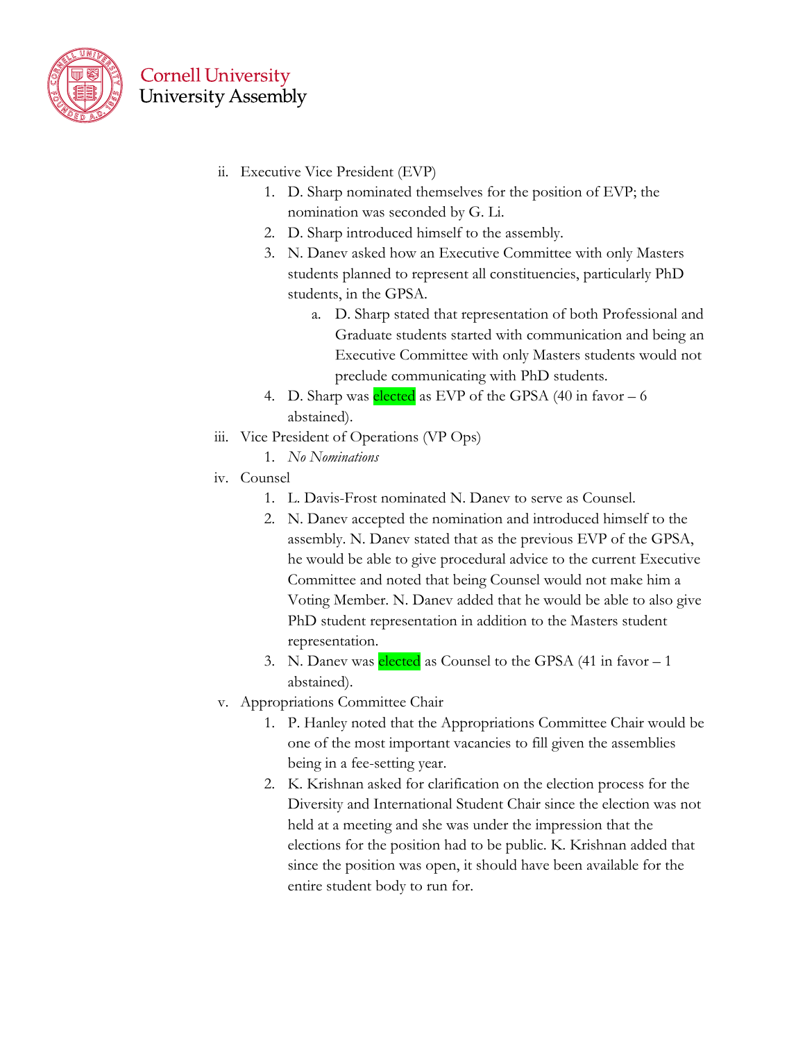ii. Executive Vice President (EVP)
    1. D. Sharp nominated themselves for the position of EVP; the nomination was seconded by G. Li.
    2. D. Sharp introduced himself to the assembly.
    3. N. Danev asked how an Executive Committee with only Masters students planned to represent all constituencies, particularly PhD students, in the GPSA.
        a. D. Sharp stated that representation of both Professional and Graduate students started with communication and being an Executive Committee with only Masters students would not preclude communicating with PhD students.
    4. D. Sharp was elected as EVP of the GPSA (40 in favor – 6 abstained).

iii. Vice President of Operations (VP Ops)
    1. *No Nominations*

iv. Counsel
    1. L. Davis-Frost nominated N. Danev to serve as Counsel.
    2. N. Danev accepted the nomination and introduced himself to the assembly. N. Danev stated that as the previous EVP of the GPSA, he would be able to give procedural advice to the current Executive Committee and noted that being Counsel would not make him a Voting Member. N. Danev added that he would be able to also give PhD student representation in addition to the Masters student representation.
    3. N. Danev was elected as Counsel to the GPSA (41 in favor – 1 abstained).

v. Appropriations Committee Chair
    1. P. Hanley noted that the Appropriations Committee Chair would be one of the most important vacancies to fill given the assemblies being in a fee-setting year.
    2. K. Krishnan asked for clarification on the election process for the Diversity and International Student Chair since the election was not held at a meeting and she was under the impression that the elections for the position had to be public. K. Krishnan added that since the position was open, it should have been available for the entire student body to run for.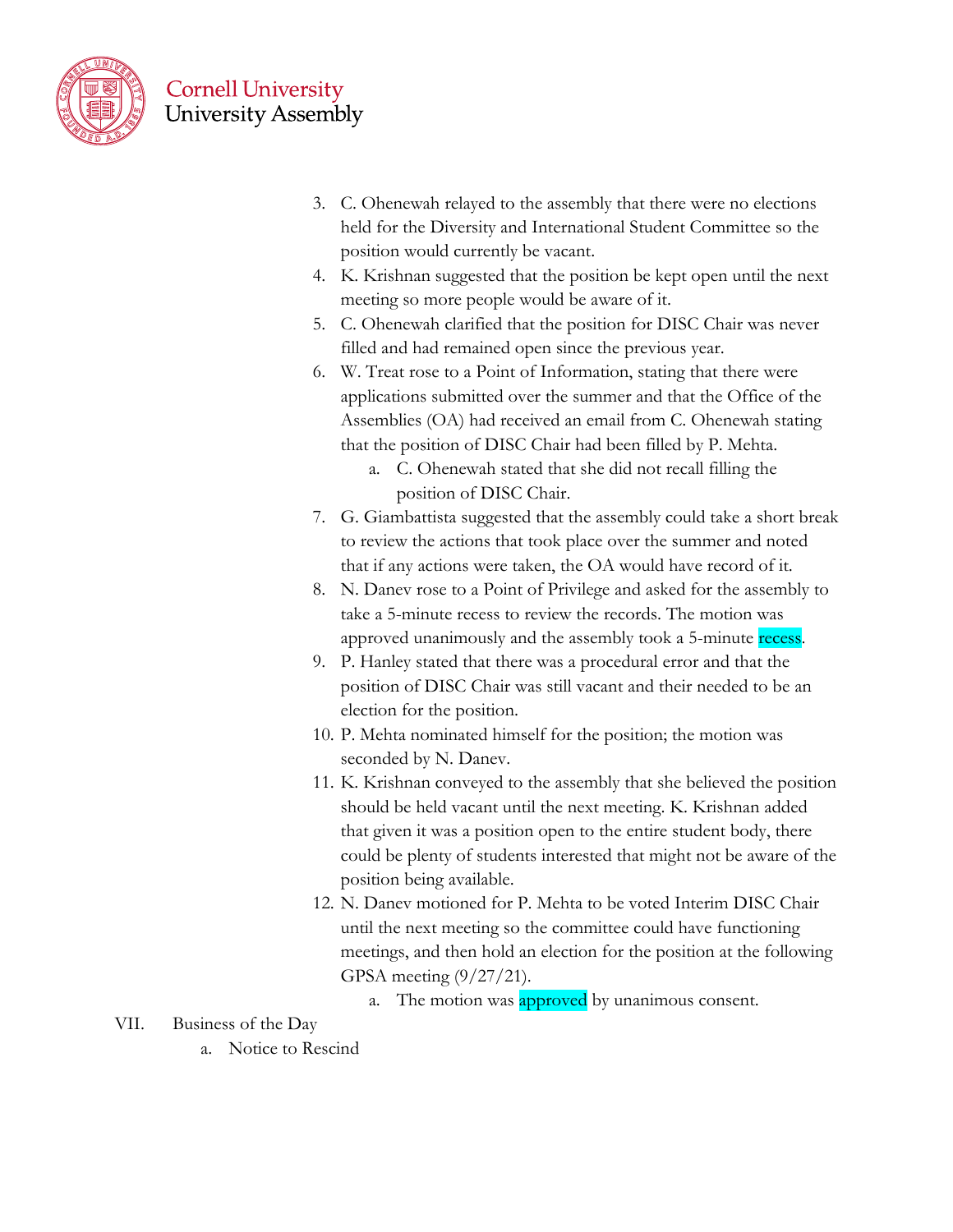3. C. Ohenewah relayed to the assembly that there were no elections held for the Diversity and International Student Committee so the position would currently be vacant.
4. K. Krishnan suggested that the position be kept open until the next meeting so more people would be aware of it.
5. C. Ohenewah clarified that the position for DISC Chair was never filled and had remained open since the previous year.
6. W. Treat rose to a Point of Information, stating that there were applications submitted over the summer and that the Office of the Assemblies (OA) had received an email from C. Ohenewah stating that the position of DISC Chair had been filled by P. Mehta.
   a. C. Ohenewah stated that she did not recall filling the position of DISC Chair.
7. G. Giambattista suggested that the assembly could take a short break to review the actions that took place over the summer and noted that if any actions were taken, the OA would have record of it.
8. N. Danev rose to a Point of Privilege and asked for the assembly to take a 5-minute recess to review the records. The motion was approved unanimously and the assembly took a 5-minute recess.
9. P. Hanley stated that there was a procedural error and that the position of DISC Chair was still vacant and their needed to be an election for the position.
10. P. Mehta nominated himself for the position; the motion was seconded by N. Danev.
11. K. Krishnan conveyed to the assembly that she believed the position should be held vacant until the next meeting. K. Krishnan added that given it was a position open to the entire student body, there could be plenty of students interested that might not be aware of the position being available.
12. N. Danev motioned for P. Mehta to be voted Interim DISC Chair until the next meeting so the committee could have functioning meetings, and then hold an election for the position at the following GPSA meeting (9/27/21).
    a. The motion was approved by unanimous consent.

VII. Business of the Day
   a. Notice to Rescind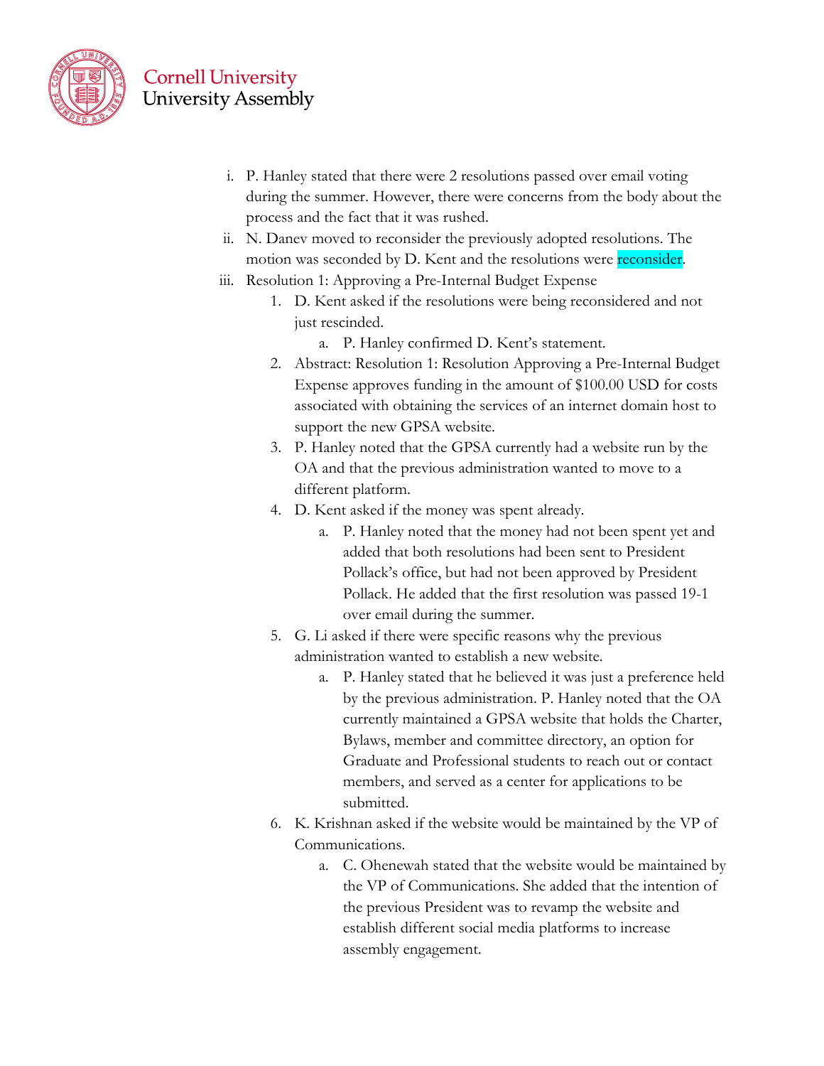i. P. Hanley stated that there were 2 resolutions passed over email voting during the summer. However, there were concerns from the body about the process and the fact that it was rushed.

ii. N. Danev moved to reconsider the previously adopted resolutions. The motion was seconded by D. Kent and the resolutions were reconsider.

iii. Resolution 1: Approving a Pre-Internal Budget Expense

1. D. Kent asked if the resolutions were being reconsidered and not just rescinded.
    a. P. Hanley confirmed D. Kent's statement.
2. Abstract: Resolution 1: Resolution Approving a Pre-Internal Budget Expense approves funding in the amount of $100.00 USD for costs associated with obtaining the services of an internet domain host to support the new GPSA website.
3. P. Hanley noted that the GPSA currently had a website run by the OA and that the previous administration wanted to move to a different platform.
4. D. Kent asked if the money was spent already.
    a. P. Hanley noted that the money had not been spent yet and added that both resolutions had been sent to President Pollack's office, but had not been approved by President Pollack. He added that the first resolution was passed 19-1 over email during the summer.
5. G. Li asked if there were specific reasons why the previous administration wanted to establish a new website.
    a. P. Hanley stated that he believed it was just a preference held by the previous administration. P. Hanley noted that the OA currently maintained a GPSA website that holds the Charter, Bylaws, member and committee directory, an option for Graduate and Professional students to reach out or contact members, and served as a center for applications to be submitted.
6. K. Krishnan asked if the website would be maintained by the VP of Communications.
    a. C. Ohenewah stated that the website would be maintained by the VP of Communications. She added that the intention of the previous President was to revamp the website and establish different social media platforms to increase assembly engagement.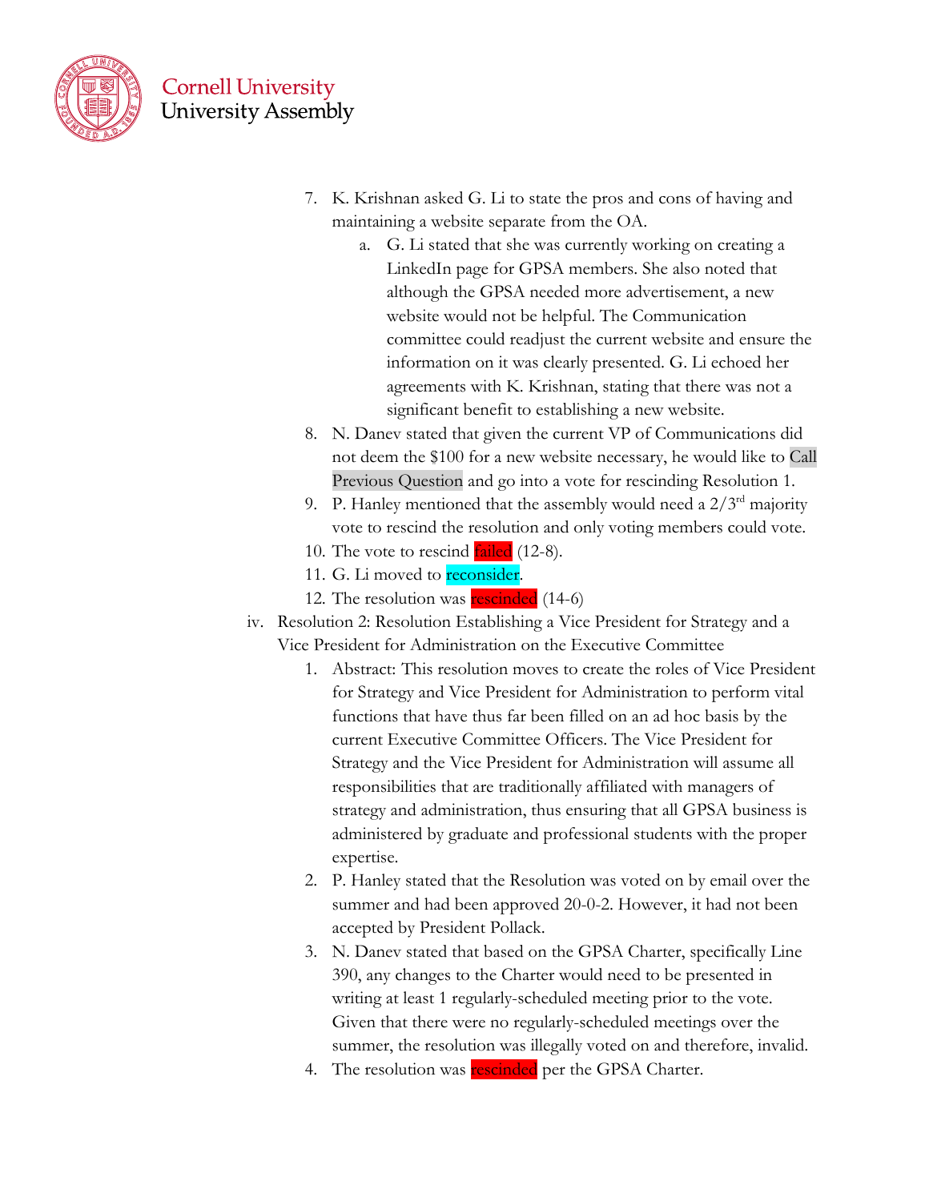7. K. Krishnan asked G. Li to state the pros and cons of having and maintaining a website separate from the OA.
    a. G. Li stated that she was currently working on creating a LinkedIn page for GPSA members. She also noted that although the GPSA needed more advertisement, a new website would not be helpful. The Communication committee could readjust the current website and ensure the information on it was clearly presented. G. Li echoed her agreements with K. Krishnan, stating that there was not a significant benefit to establishing a new website.
8. N. Danev stated that given the current VP of Communications did not deem the $100 for a new website necessary, he would like to Call Previous Question and go into a vote for rescinding Resolution 1.
9. P. Hanley mentioned that the assembly would need a 2/3rd majority vote to rescind the resolution and only voting members could vote.
10. The vote to rescind failed (12-8).
11. G. Li moved to reconsider.
12. The resolution was rescinded (14-6)

iv. Resolution 2: Resolution Establishing a Vice President for Strategy and a Vice President for Administration on the Executive Committee
1. Abstract: This resolution moves to create the roles of Vice President for Strategy and Vice President for Administration to perform vital functions that have thus far been filled on an ad hoc basis by the current Executive Committee Officers. The Vice President for Strategy and the Vice President for Administration will assume all responsibilities that are traditionally affiliated with managers of strategy and administration, thus ensuring that all GPSA business is administered by graduate and professional students with the proper expertise.
2. P. Hanley stated that the Resolution was voted on by email over the summer and had been approved 20-0-2. However, it had not been accepted by President Pollack.
3. N. Danev stated that based on the GPSA Charter, specifically Line 390, any changes to the Charter would need to be presented in writing at least 1 regularly-scheduled meeting prior to the vote. Given that there were no regularly-scheduled meetings over the summer, the resolution was illegally voted on and therefore, invalid.
4. The resolution was rescinded per the GPSA Charter.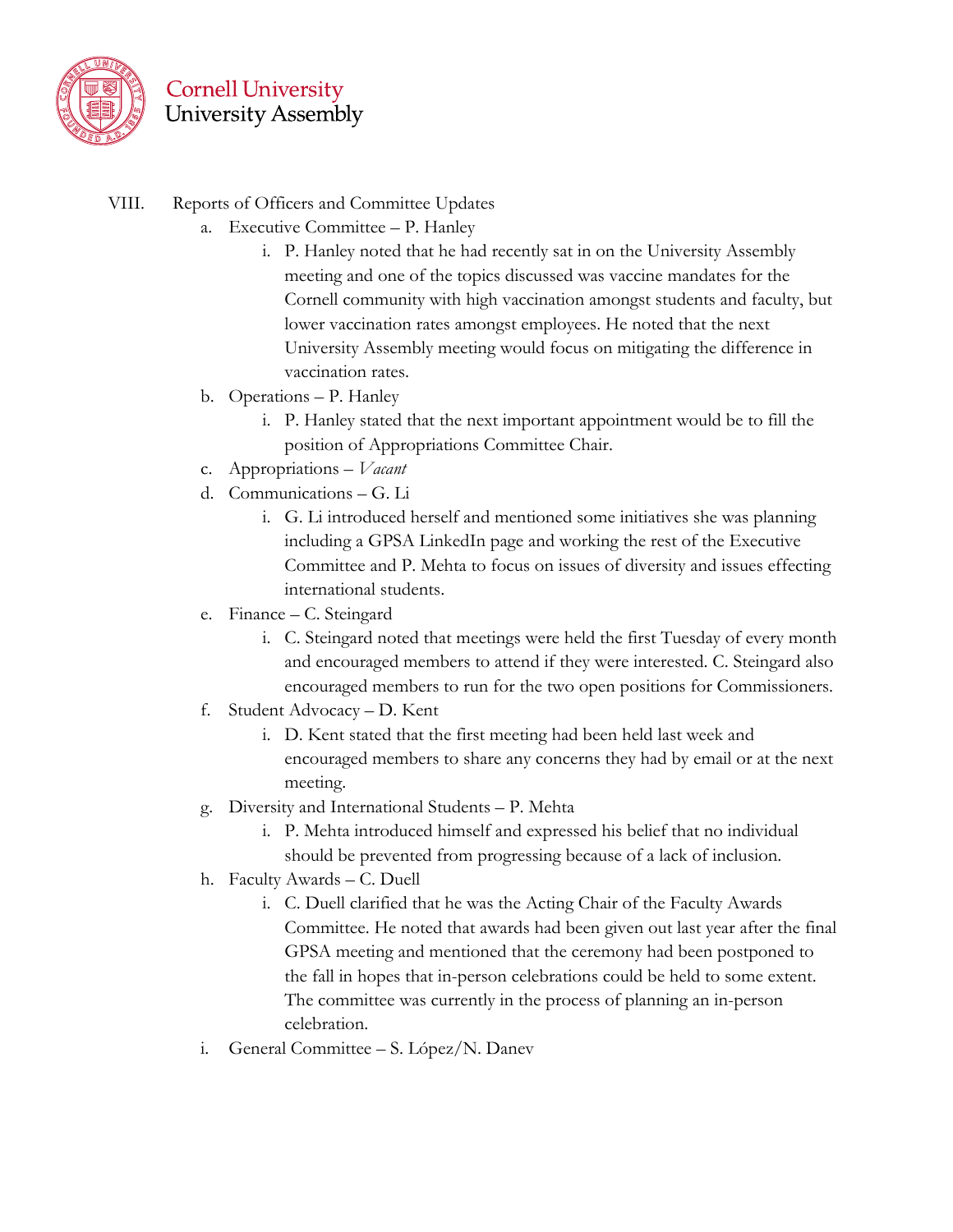VIII. Reports of Officers and Committee Updates

a. Executive Committee – P. Hanley
   i. P. Hanley noted that he had recently sat in on the University Assembly meeting and one of the topics discussed was vaccine mandates for the Cornell community with high vaccination amongst students and faculty, but lower vaccination rates amongst employees. He noted that the next University Assembly meeting would focus on mitigating the difference in vaccination rates.

b. Operations – P. Hanley
   i. P. Hanley stated that the next important appointment would be to fill the position of Appropriations Committee Chair.

c. Appropriations – *Vacant*

d. Communications – G. Li
   i. G. Li introduced herself and mentioned some initiatives she was planning including a GPSA LinkedIn page and working the rest of the Executive Committee and P. Mehta to focus on issues of diversity and issues effecting international students.

e. Finance – C. Steingard
   i. C. Steingard noted that meetings were held the first Tuesday of every month and encouraged members to attend if they were interested. C. Steingard also encouraged members to run for the two open positions for Commissioners.

f. Student Advocacy – D. Kent
   i. D. Kent stated that the first meeting had been held last week and encouraged members to share any concerns they had by email or at the next meeting.

g. Diversity and International Students – P. Mehta
   i. P. Mehta introduced himself and expressed his belief that no individual should be prevented from progressing because of a lack of inclusion.

h. Faculty Awards – C. Duell
   i. C. Duell clarified that he was the Acting Chair of the Faculty Awards Committee. He noted that awards had been given out last year after the final GPSA meeting and mentioned that the ceremony had been postponed to the fall in hopes that in-person celebrations could be held to some extent. The committee was currently in the process of planning an in-person celebration.

i. General Committee – S. López/N. Danev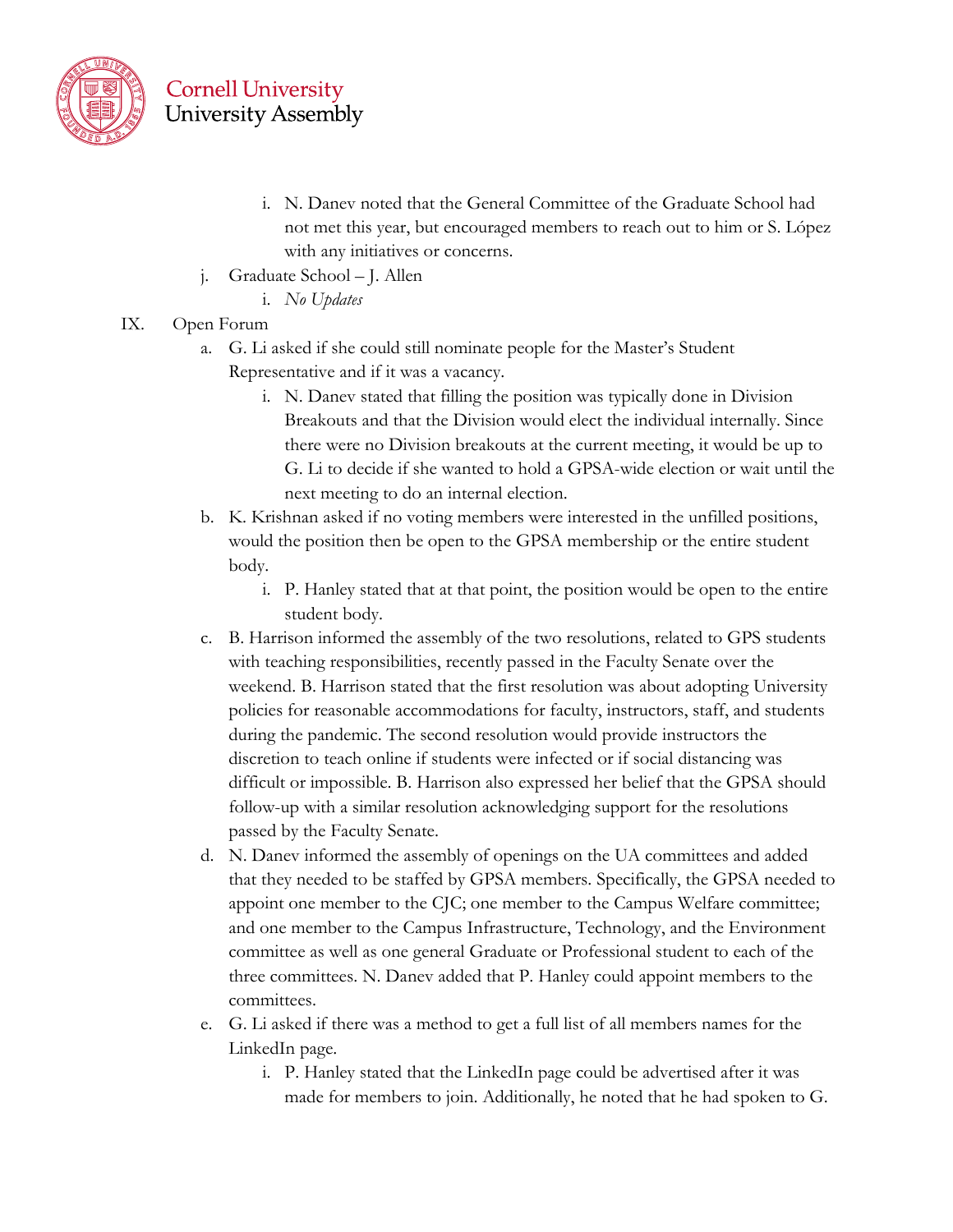i. N. Danev noted that the General Committee of the Graduate School had not met this year, but encouraged members to reach out to him or S. López with any initiatives or concerns.

   j. Graduate School – J. Allen

      i. *No Updates*

IX. Open Forum

   a. G. Li asked if she could still nominate people for the Master's Student Representative and if it was a vacancy.

      i. N. Danev stated that filling the position was typically done in Division Breakouts and that the Division would elect the individual internally. Since there were no Division breakouts at the current meeting, it would be up to G. Li to decide if she wanted to hold a GPSA-wide election or wait until the next meeting to do an internal election.

   b. K. Krishnan asked if no voting members were interested in the unfilled positions, would the position then be open to the GPSA membership or the entire student body.

      i. P. Hanley stated that at that point, the position would be open to the entire student body.

   c. B. Harrison informed the assembly of the two resolutions, related to GPS students with teaching responsibilities, recently passed in the Faculty Senate over the weekend. B. Harrison stated that the first resolution was about adopting University policies for reasonable accommodations for faculty, instructors, staff, and students during the pandemic. The second resolution would provide instructors the discretion to teach online if students were infected or if social distancing was difficult or impossible. B. Harrison also expressed her belief that the GPSA should follow-up with a similar resolution acknowledging support for the resolutions passed by the Faculty Senate.

   d. N. Danev informed the assembly of openings on the UA committees and added that they needed to be staffed by GPSA members. Specifically, the GPSA needed to appoint one member to the CJC; one member to the Campus Welfare committee; and one member to the Campus Infrastructure, Technology, and the Environment committee as well as one general Graduate or Professional student to each of the three committees. N. Danev added that P. Hanley could appoint members to the committees.

   e. G. Li asked if there was a method to get a full list of all members names for the LinkedIn page.

      i. P. Hanley stated that the LinkedIn page could be advertised after it was made for members to join. Additionally, he noted that he had spoken to G.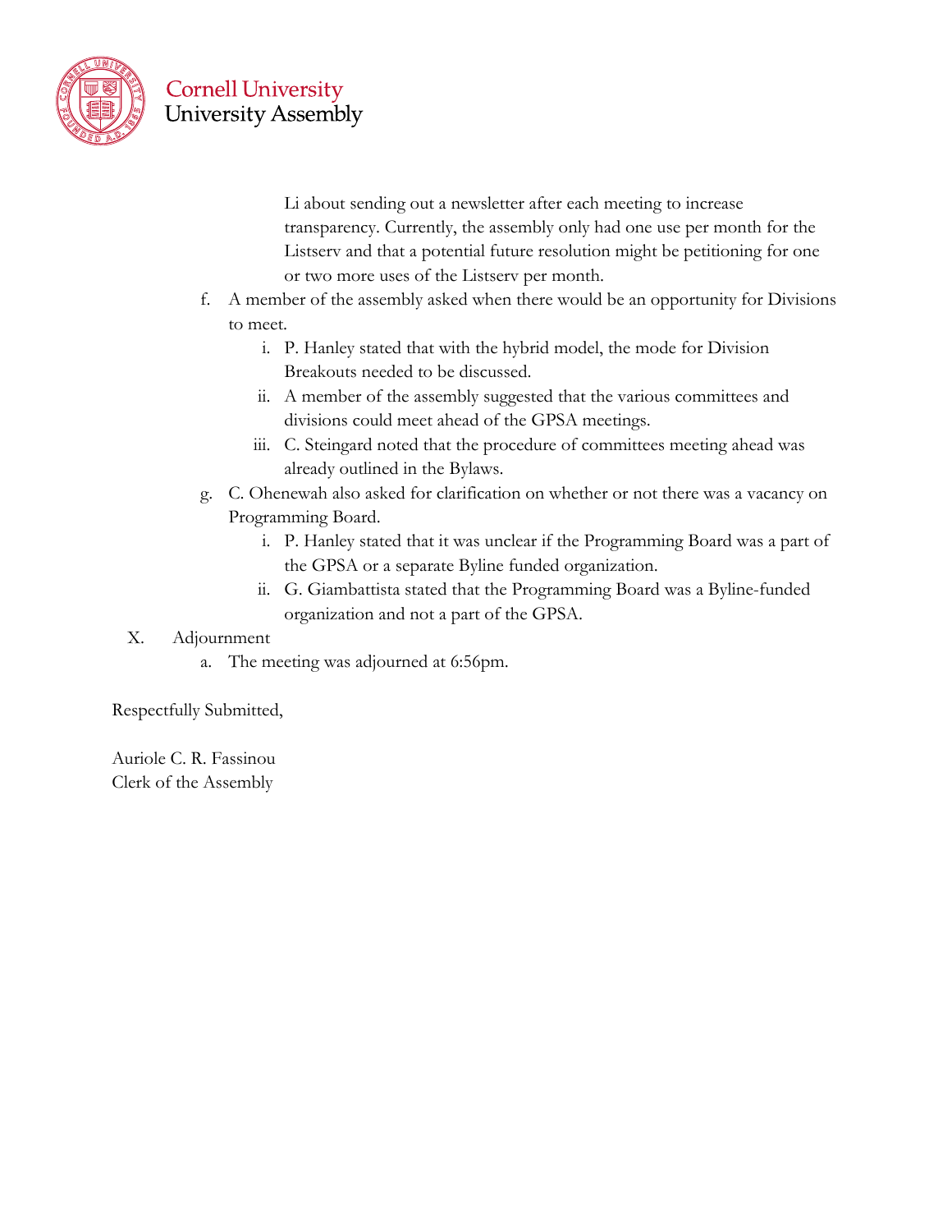Li about sending out a newsletter after each meeting to increase transparency. Currently, the assembly only had one use per month for the Listserv and that a potential future resolution might be petitioning for one or two more uses of the Listserv per month.

f. A member of the assembly asked when there would be an opportunity for Divisions to meet.
   i. P. Hanley stated that with the hybrid model, the mode for Division Breakouts needed to be discussed.
   ii. A member of the assembly suggested that the various committees and divisions could meet ahead of the GPSA meetings.
   iii. C. Steingard noted that the procedure of committees meeting ahead was already outlined in the Bylaws.

g. C. Ohenewah also asked for clarification on whether or not there was a vacancy on Programming Board.
   i. P. Hanley stated that it was unclear if the Programming Board was a part of the GPSA or a separate Byline funded organization.
   ii. G. Giambattista stated that the Programming Board was a Byline-funded organization and not a part of the GPSA.

X. Adjournment
   a. The meeting was adjourned at 6:56pm.

Respectfully Submitted,

Auriole C. R. Fassinou
Clerk of the Assembly